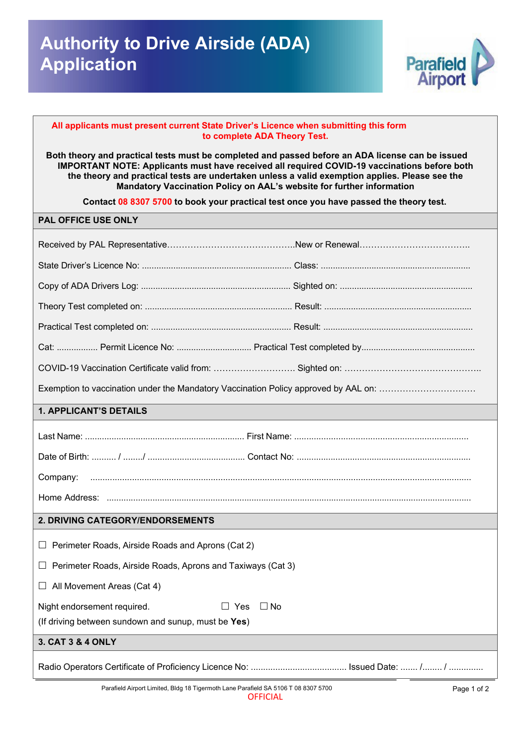# Authority to Drive Airside (ADA) Application

**All applicants must present current State Driver's Licence when submitting this form to complete ADA Theory Test.**

**Both theory and practical tests must be completed and passed before an ADA license can be issued IMPORTANT NOTE: Applicants must have received all required COVID-19 vaccinations before both the theory and practical tests are undertaken unless a valid exemption applies. Please see the Mandatory Vaccination Policy on AAL's website for further information**

**Contact 08 8307 5700 to book your practical test once you have passed the theory test.**

## PAL OFFICE USE ONLY

Received by PAL Representative…………………………………….New or Renewal……………………………..

State Driver's Licence No: ............................................................ Class: ............................................................

Copy of ADA Drivers Log: ............................................................ Sighted on: ......................................................

Theory Test completed on: ............................................................ Result: ............................................................

Practical Test completed on: ......................................................... Result: ............................................................

Cat: ................ Permit Licence No: .............................. Practical Test completed by..............................................

COVID-19 Vaccination Certificate valid from: ………………………. Sighted on: ………………………………………..

Exemption to vaccination under the Mandatory Vaccination Policy approved by AAL on: ……………………………

## 1. APPLICANT'S DETAILS

Last Name: ................................................................. First Name: .......................................................................

Date of Birth: .......... / ......../ ....................................... Contact No: .......................................................................

Company: ..........................................................................................................................................................

Home Address: ..................................................................................................................................................

## 2. DRIVING CATEGORY/ENDORSEMENTS

☐ Perimeter Roads, Airside Roads and Aprons (Cat 2)

☐ Perimeter Roads, Airside Roads, Aprons and Taxiways (Cat 3)

☐ All Movement Areas (Cat 4)

Night endorsement required. ☐ Yes ☐ No

(If driving between sundown and sunup, must be **Yes**)

## 3. CAT 3 & 4 ONLY

Radio Operators Certificate of Proficiency Licence No: ....................................... Issued Date: ....... /........ / ..............

Parafield Airport Limited, Bldg 18 Tigermoth Lane Parafield SA 5106 T 08 8307 5700

OFFICIAL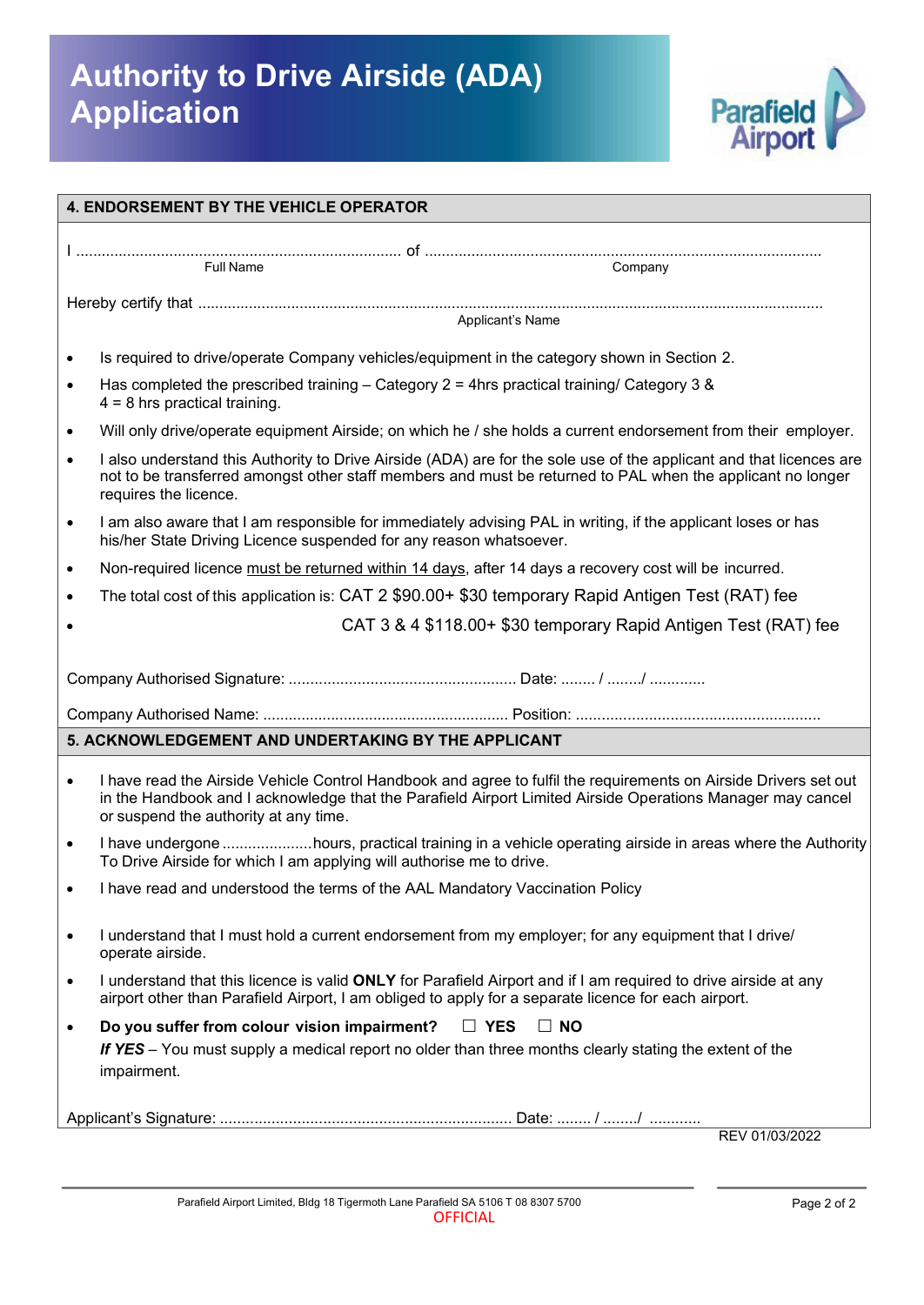# Authority to Drive Airside (ADA) Application

Parafield Airport

## 4. ENDORSEMENT BY THE VEHICLE OPERATOR

I ............................................................................ of .............................................................................................

Full Name Company

Hereby certify that ................................................................................................................................................

Applicant's Name

- Is required to drive/operate Company vehicles/equipment in the category shown in Section 2.
- Has completed the prescribed training – Category 2 = 4hrs practical training/ Category 3 & 4 = 8 hrs practical training.
- Will only drive/operate equipment Airside; on which he / she holds a current endorsement from their employer.
- I also understand this Authority to Drive Airside (ADA) are for the sole use of the applicant and that licences are not to be transferred amongst other staff members and must be returned to PAL when the applicant no longer requires the licence.
- I am also aware that I am responsible for immediately advising PAL in writing, if the applicant loses or has his/her State Driving Licence suspended for any reason whatsoever.
- Non-required licence must be returned within 14 days, after 14 days a recovery cost will be incurred.
- The total cost of this application is: CAT 2 $90.00+ $30 temporary Rapid Antigen Test (RAT) fee
- CAT 3 & 4 $118.00+ $30 temporary Rapid Antigen Test (RAT) fee

Company Authorised Signature: ..................................................... Date: ........ / ......../ ............

Company Authorised Name: ......................................................... Position: .........................................................

## 5. ACKNOWLEDGEMENT AND UNDERTAKING BY THE APPLICANT

- I have read the Airside Vehicle Control Handbook and agree to fulfil the requirements on Airside Drivers set out in the Handbook and I acknowledge that the Parafield Airport Limited Airside Operations Manager may cancel or suspend the authority at any time.
- I have undergone .....................hours, practical training in a vehicle operating airside in areas where the Authority To Drive Airside for which I am applying will authorise me to drive.
- I have read and understood the terms of the AAL Mandatory Vaccination Policy
- I understand that I must hold a current endorsement from my employer; for any equipment that I drive/ operate airside.
- I understand that this licence is valid **ONLY** for Parafield Airport and if I am required to drive airside at any airport other than Parafield Airport, I am obliged to apply for a separate licence for each airport.
- **Do you suffer from colour vision impairment?** ☐ **YES** ☐ **NO**

  ***If YES*** – You must supply a medical report no older than three months clearly stating the extent of the impairment.

Applicant's Signature: .................................................................... Date: ........ / ......../ ............

REV 01/03/2022

Parafield Airport Limited, Bldg 18 Tigermoth Lane Parafield SA 5106 T 08 8307 5700

OFFICIAL